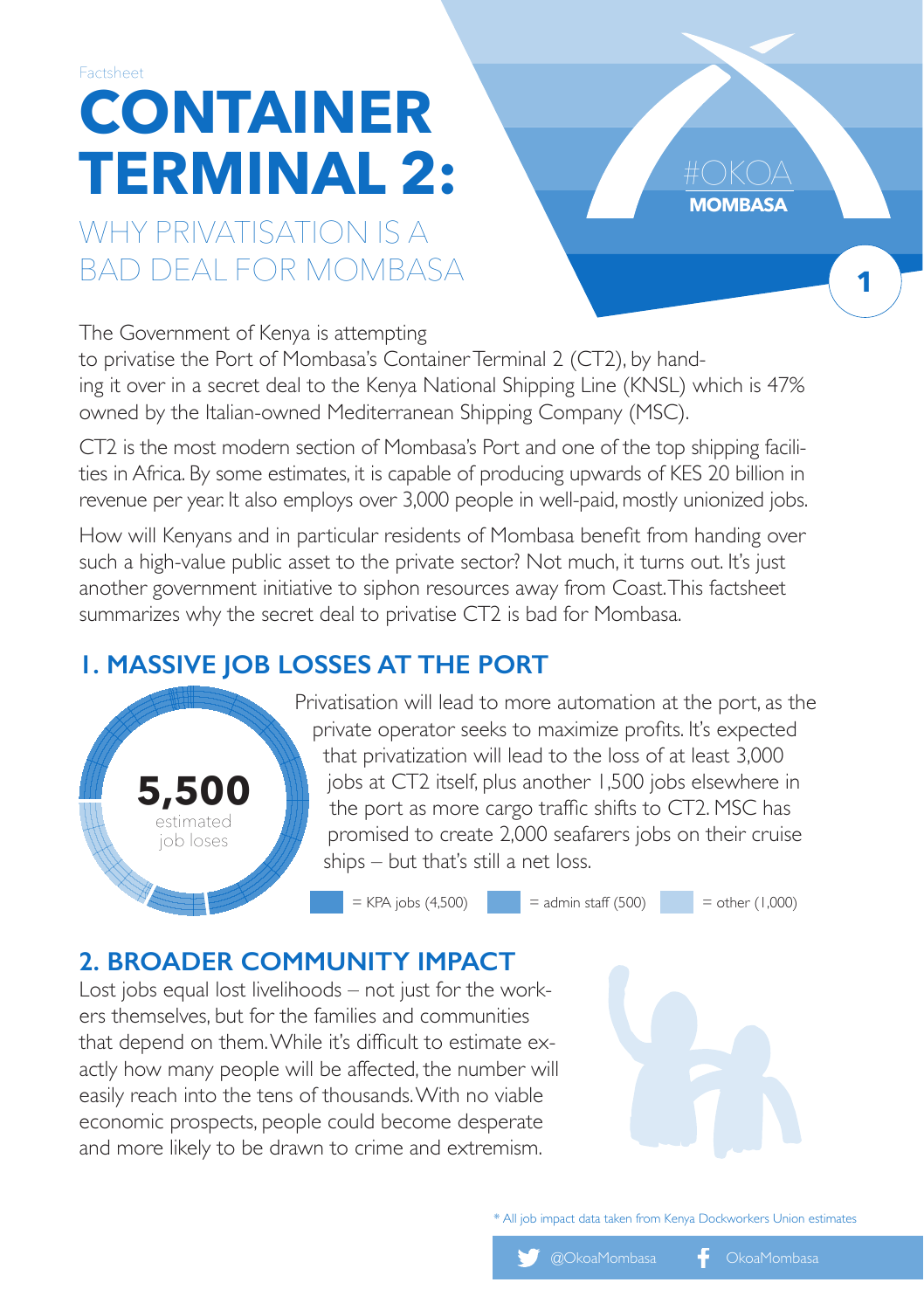Factsheet

# CONTAINER TERMINAL 2:

## WHY PRIVATISATION IS A BAD DEAL FOR MOMBASA

#OKOA MOMBASA

The Government of Kenya is attempting to privatise the Port of Mombasa's Container Terminal 2 (CT2), by handing it over in a secret deal to the Kenya National Shipping Line (KNSL) which is 47% owned by the Italian-owned Mediterranean Shipping Company (MSC).

CT2 is the most modern section of Mombasa's Port and one of the top shipping facilities in Africa. By some estimates, it is capable of producing upwards of KES 20 billion in revenue per year. It also employs over 3,000 people in well-paid, mostly unionized jobs.

How will Kenyans and in particular residents of Mombasa benefit from handing over such a high-value public asset to the private sector? Not much, it turns out. It's just another government initiative to siphon resources away from Coast. This factsheet summarizes why the secret deal to privatise CT2 is bad for Mombasa.

## 1. MASSIVE JOB LOSSES AT THE PORT

**5,500** estimated job loses

Privatisation will lead to more automation at the port, as the private operator seeks to maximize profits. It's expected that privatization will lead to the loss of at least 3,000 jobs at CT2 itself, plus another 1,500 jobs elsewhere in the port as more cargo traffic shifts to CT2. MSC has promised to create 2,000 seafarers jobs on their cruise ships – but that's still a net loss.

= KPA jobs (4,500) = admin staff (500) = other (1,000)

## 2. BROADER COMMUNITY IMPACT

Lost jobs equal lost livelihoods – not just for the workers themselves, but for the families and communities that depend on them. While it's difficult to estimate exactly how many people will be affected, the number will easily reach into the tens of thousands. With no viable economic prospects, people could become desperate and more likely to be drawn to crime and extremism.

* All job impact data taken from Kenya Dockworkers Union estimates

@OkoaMombasa OkoaMombasa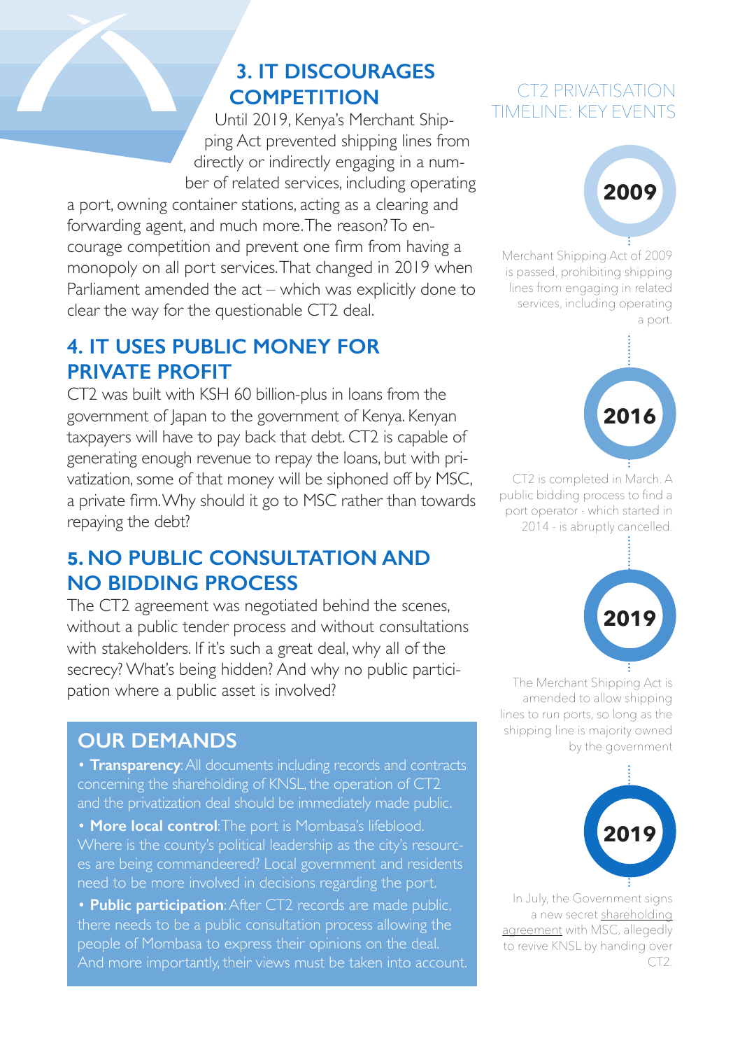## 3. IT DISCOURAGES COMPETITION

Until 2019, Kenya's Merchant Shipping Act prevented shipping lines from directly or indirectly engaging in a number of related services, including operating a port, owning container stations, acting as a clearing and forwarding agent, and much more. The reason? To encourage competition and prevent one firm from having a monopoly on all port services. That changed in 2019 when Parliament amended the act – which was explicitly done to clear the way for the questionable CT2 deal.

## 4. IT USES PUBLIC MONEY FOR PRIVATE PROFIT

CT2 was built with KSH 60 billion-plus in loans from the government of Japan to the government of Kenya. Kenyan taxpayers will have to pay back that debt. CT2 is capable of generating enough revenue to repay the loans, but with privatization, some of that money will be siphoned off by MSC, a private firm. Why should it go to MSC rather than towards repaying the debt?

## 5. NO PUBLIC CONSULTATION AND NO BIDDING PROCESS

The CT2 agreement was negotiated behind the scenes, without a public tender process and without consultations with stakeholders. If it's such a great deal, why all of the secrecy? What's being hidden? And why no public participation where a public asset is involved?

## OUR DEMANDS

- **Transparency**: All documents including records and contracts concerning the shareholding of KNSL, the operation of CT2 and the privatization deal should be immediately made public.
- **More local control**: The port is Mombasa's lifeblood. Where is the county's political leadership as the city's resources are being commandeered? Local government and residents need to be more involved in decisions regarding the port.
- **Public participation**: After CT2 records are made public, there needs to be a public consultation process allowing the people of Mombasa to express their opinions on the deal. And more importantly, their views must be taken into account.

## CT2 PRIVATISATION TIMELINE: KEY EVENTS

**2009**

Merchant Shipping Act of 2009 is passed, prohibiting shipping lines from engaging in related services, including operating a port.

**2016**

CT2 is completed in March. A public bidding process to find a port operator - which started in 2014 - is abruptly cancelled.

**2019**

The Merchant Shipping Act is amended to allow shipping lines to run ports, so long as the shipping line is majority owned by the government

**2019**

In July, the Government signs a new secret shareholding agreement with MSC, allegedly to revive KNSL by handing over CT2.